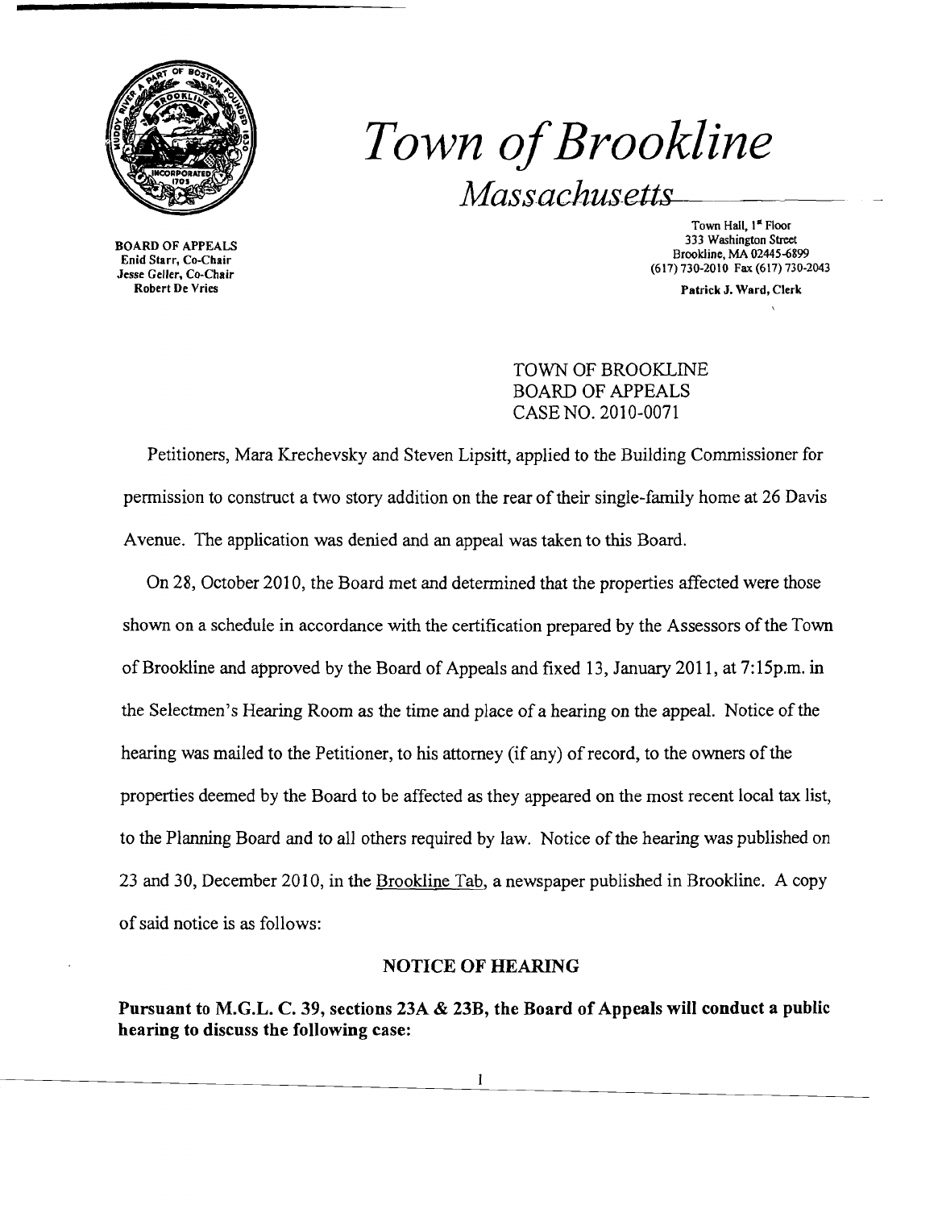# Town of Brookline

*Massachusetts*

BOARD OF APPEALS
Enid Starr, Co-Chair
Jesse Geller, Co-Chair
Robert De Vries

Town Hall, 1st Floor
333 Washington Street
Brookline, MA 02445-6899
(617) 730-2010 Fax (617) 730-2043

Patrick J. Ward, Clerk

TOWN OF BROOKLINE
BOARD OF APPEALS
CASE NO. 2010-0071

Petitioners, Mara Krechevsky and Steven Lipsitt, applied to the Building Commissioner for permission to construct a two story addition on the rear of their single-family home at 26 Davis Avenue. The application was denied and an appeal was taken to this Board.

On 28, October 2010, the Board met and determined that the properties affected were those shown on a schedule in accordance with the certification prepared by the Assessors of the Town of Brookline and approved by the Board of Appeals and fixed 13, January 2011, at 7:15p.m. in the Selectmen's Hearing Room as the time and place of a hearing on the appeal. Notice of the hearing was mailed to the Petitioner, to his attorney (if any) of record, to the owners of the properties deemed by the Board to be affected as they appeared on the most recent local tax list, to the Planning Board and to all others required by law. Notice of the hearing was published on 23 and 30, December 2010, in the Brookline Tab, a newspaper published in Brookline. A copy of said notice is as follows:

### NOTICE OF HEARING

**Pursuant to M.G.L. C. 39, sections 23A & 23B, the Board of Appeals will conduct a public hearing to discuss the following case:**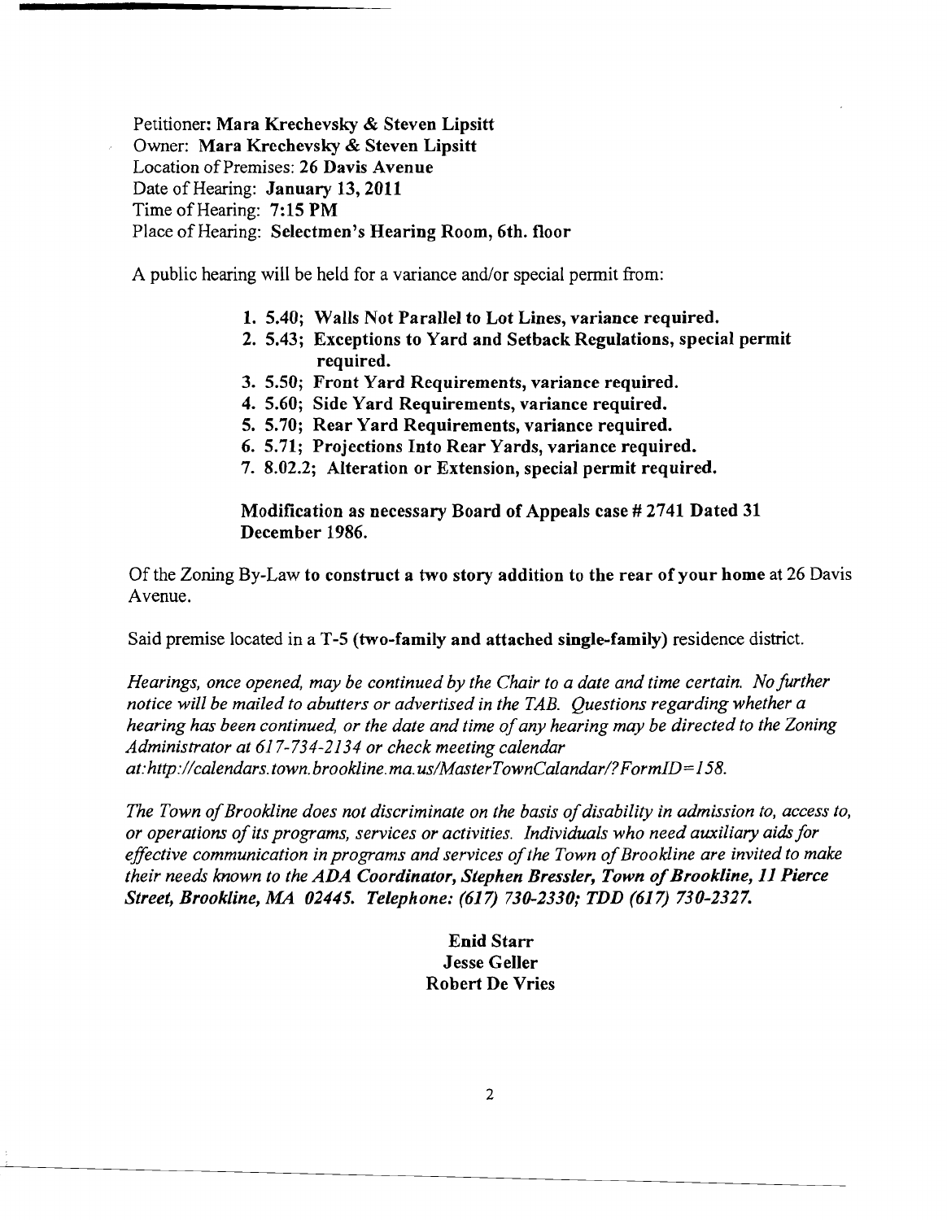Petitioner: **Mara Krechevsky & Steven Lipsitt**
Owner: **Mara Krechevsky & Steven Lipsitt**
Location of Premises: **26 Davis Avenue**
Date of Hearing: **January 13, 2011**
Time of Hearing: **7:15 PM**
Place of Hearing: **Selectmen's Hearing Room, 6th. floor**

A public hearing will be held for a variance and/or special permit from:

1. **5.40; Walls Not Parallel to Lot Lines, variance required.**
2. **5.43; Exceptions to Yard and Setback Regulations, special permit required.**
3. **5.50; Front Yard Requirements, variance required.**
4. **5.60; Side Yard Requirements, variance required.**
5. **5.70; Rear Yard Requirements, variance required.**
6. **5.71; Projections Into Rear Yards, variance required.**
7. **8.02.2; Alteration or Extension, special permit required.**

**Modification as necessary Board of Appeals case # 2741 Dated 31 December 1986.**

Of the Zoning By-Law **to construct a two story addition to the rear of your home** at 26 Davis Avenue.

Said premise located in a **T-5 (two-family and attached single-family)** residence district.

*Hearings, once opened, may be continued by the Chair to a date and time certain. No further notice will be mailed to abutters or advertised in the TAB. Questions regarding whether a hearing has been continued, or the date and time of any hearing may be directed to the Zoning Administrator at 617-734-2134 or check meeting calendar at:http://calendars.town.brookline.ma.us/MasterTownCalandar/?FormID=158.*

*The Town of Brookline does not discriminate on the basis of disability in admission to, access to, or operations of its programs, services or activities. Individuals who need auxiliary aids for effective communication in programs and services of the Town of Brookline are invited to make their needs known to the* ***ADA Coordinator, Stephen Bressler, Town of Brookline, 11 Pierce Street, Brookline, MA 02445. Telephone: (617) 730-2330; TDD (617) 730-2327.***

**Enid Starr**
**Jesse Geller**
**Robert De Vries**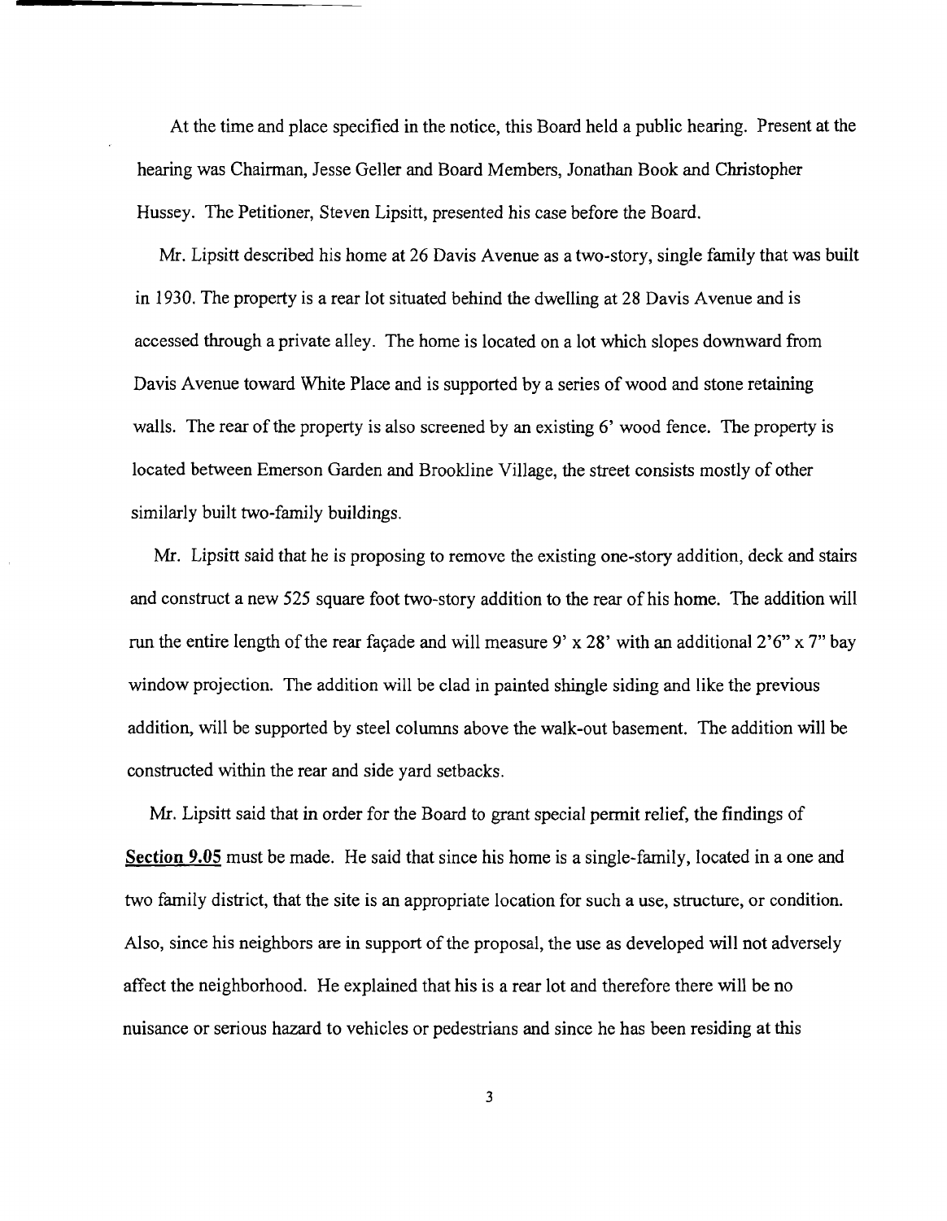At the time and place specified in the notice, this Board held a public hearing. Present at the hearing was Chairman, Jesse Geller and Board Members, Jonathan Book and Christopher Hussey. The Petitioner, Steven Lipsitt, presented his case before the Board.

Mr. Lipsitt described his home at 26 Davis Avenue as a two-story, single family that was built in 1930. The property is a rear lot situated behind the dwelling at 28 Davis Avenue and is accessed through a private alley. The home is located on a lot which slopes downward from Davis Avenue toward White Place and is supported by a series of wood and stone retaining walls. The rear of the property is also screened by an existing 6' wood fence. The property is located between Emerson Garden and Brookline Village, the street consists mostly of other similarly built two-family buildings.

Mr. Lipsitt said that he is proposing to remove the existing one-story addition, deck and stairs and construct a new 525 square foot two-story addition to the rear of his home. The addition will run the entire length of the rear façade and will measure 9' x 28' with an additional 2'6" x 7" bay window projection. The addition will be clad in painted shingle siding and like the previous addition, will be supported by steel columns above the walk-out basement. The addition will be constructed within the rear and side yard setbacks.

Mr. Lipsitt said that in order for the Board to grant special permit relief, the findings of **Section 9.05** must be made. He said that since his home is a single-family, located in a one and two family district, that the site is an appropriate location for such a use, structure, or condition. Also, since his neighbors are in support of the proposal, the use as developed will not adversely affect the neighborhood. He explained that his is a rear lot and therefore there will be no nuisance or serious hazard to vehicles or pedestrians and since he has been residing at this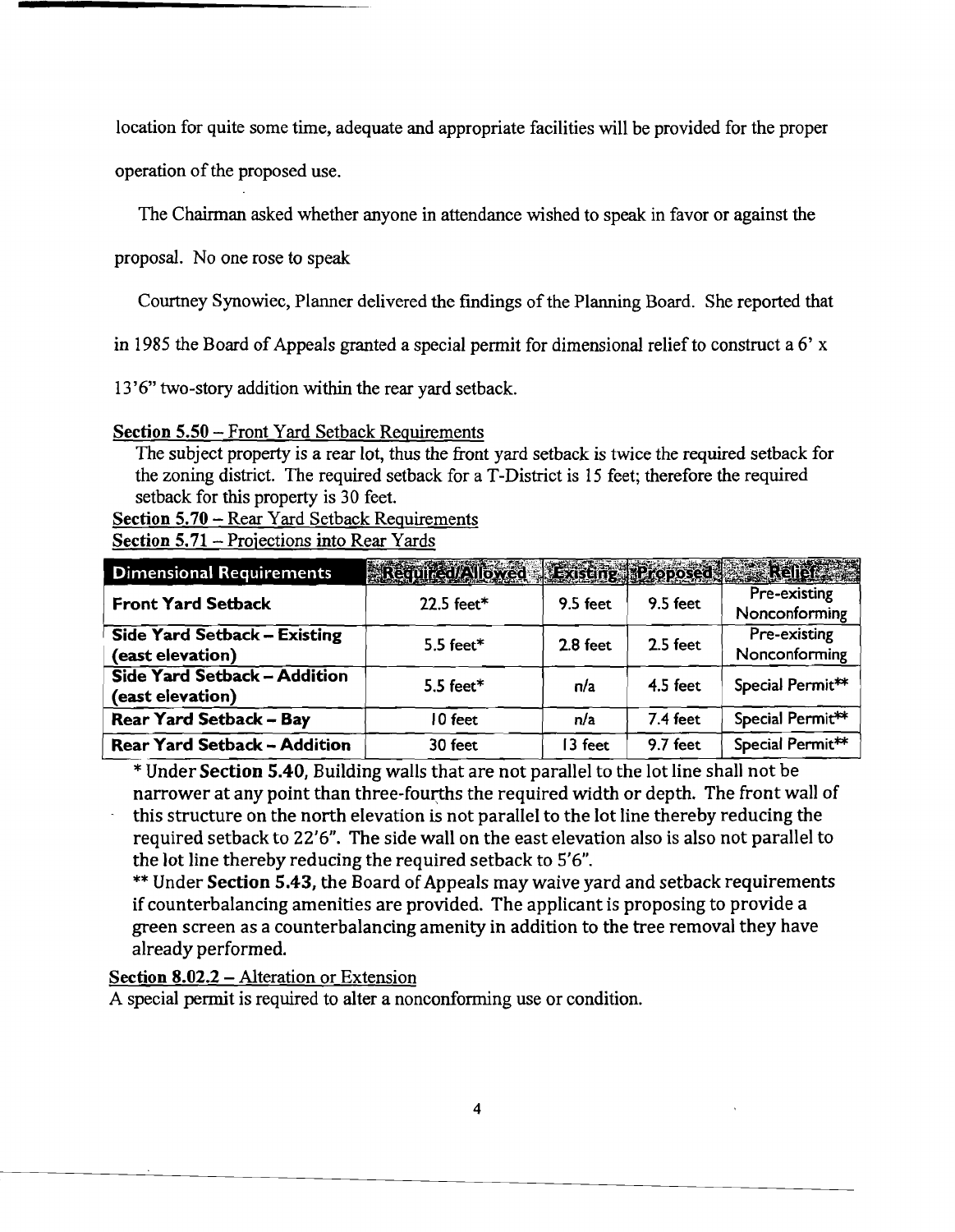location for quite some time, adequate and appropriate facilities will be provided for the proper operation of the proposed use.

The Chairman asked whether anyone in attendance wished to speak in favor or against the proposal. No one rose to speak

Courtney Synowiec, Planner delivered the findings of the Planning Board. She reported that in 1985 the Board of Appeals granted a special permit for dimensional relief to construct a 6' x 13'6" two-story addition within the rear yard setback.

<u>Section 5.50</u> – <u>Front Yard Setback Requirements</u>

The subject property is a rear lot, thus the front yard setback is twice the required setback for the zoning district. The required setback for a T-District is 15 feet; therefore the required setback for this property is 30 feet.

<u>Section 5.70</u> – <u>Rear Yard Setback Requirements</u>

<u>Section 5.71</u> – <u>Projections into Rear Yards</u>

| Dimensional Requirements | Required/Allowed | Existing | Proposed | Relief |
|---|---|---|---|---|
| **Front Yard Setback** | 22.5 feet* | 9.5 feet | 9.5 feet | Pre-existing Nonconforming |
| **Side Yard Setback – Existing (east elevation)** | 5.5 feet* | 2.8 feet | 2.5 feet | Pre-existing Nonconforming |
| **Side Yard Setback – Addition (east elevation)** | 5.5 feet* | n/a | 4.5 feet | Special Permit** |
| **Rear Yard Setback – Bay** | 10 feet | n/a | 7.4 feet | Special Permit** |
| **Rear Yard Setback – Addition** | 30 feet | 13 feet | 9.7 feet | Special Permit** |

* Under **Section 5.40**, Building walls that are not parallel to the lot line shall not be narrower at any point than three-fourths the required width or depth. The front wall of this structure on the north elevation is not parallel to the lot line thereby reducing the required setback to 22'6". The side wall on the east elevation also is also not parallel to the lot line thereby reducing the required setback to 5'6".

** Under **Section 5.43**, the Board of Appeals may waive yard and setback requirements if counterbalancing amenities are provided. The applicant is proposing to provide a green screen as a counterbalancing amenity in addition to the tree removal they have already performed.

<u>Section 8.02.2</u> – <u>Alteration or Extension</u>

A special permit is required to alter a nonconforming use or condition.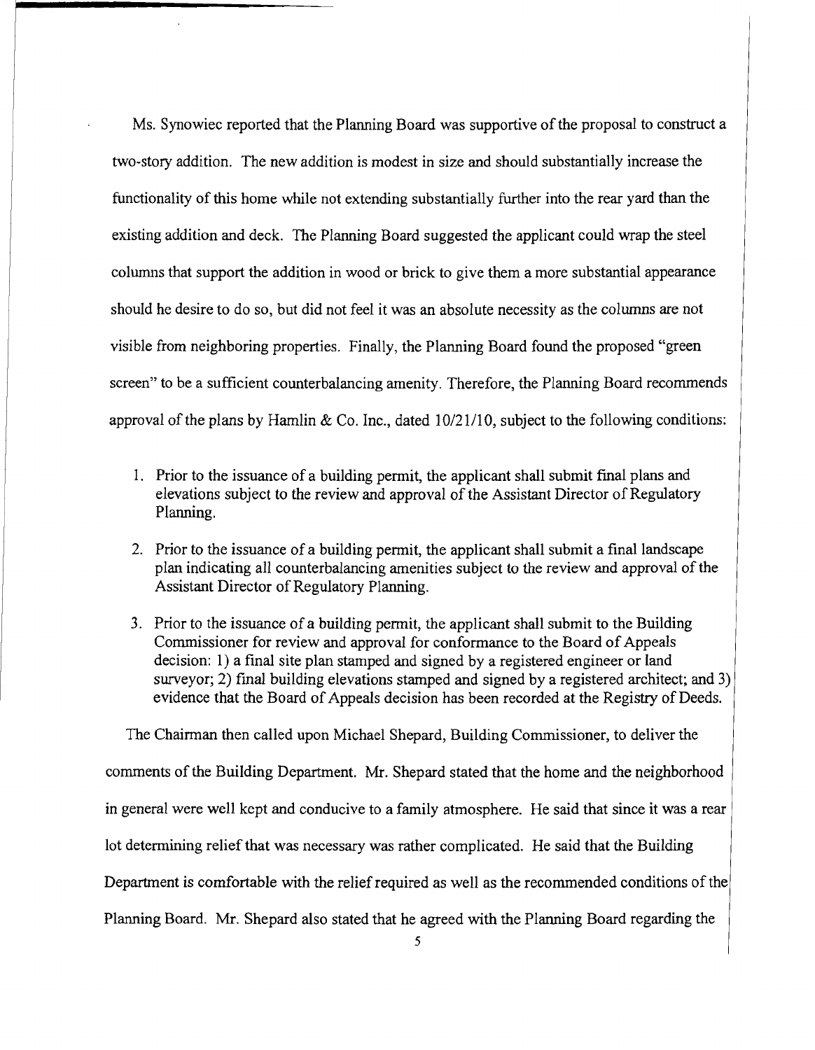Ms. Synowiec reported that the Planning Board was supportive of the proposal to construct a two-story addition. The new addition is modest in size and should substantially increase the functionality of this home while not extending substantially further into the rear yard than the existing addition and deck. The Planning Board suggested the applicant could wrap the steel columns that support the addition in wood or brick to give them a more substantial appearance should he desire to do so, but did not feel it was an absolute necessity as the columns are not visible from neighboring properties. Finally, the Planning Board found the proposed "green screen" to be a sufficient counterbalancing amenity. Therefore, the Planning Board recommends approval of the plans by Hamlin & Co. Inc., dated 10/21/10, subject to the following conditions:

1. Prior to the issuance of a building permit, the applicant shall submit final plans and elevations subject to the review and approval of the Assistant Director of Regulatory Planning.
2. Prior to the issuance of a building permit, the applicant shall submit a final landscape plan indicating all counterbalancing amenities subject to the review and approval of the Assistant Director of Regulatory Planning.
3. Prior to the issuance of a building permit, the applicant shall submit to the Building Commissioner for review and approval for conformance to the Board of Appeals decision: 1) a final site plan stamped and signed by a registered engineer or land surveyor; 2) final building elevations stamped and signed by a registered architect; and 3) evidence that the Board of Appeals decision has been recorded at the Registry of Deeds.

The Chairman then called upon Michael Shepard, Building Commissioner, to deliver the comments of the Building Department. Mr. Shepard stated that the home and the neighborhood in general were well kept and conducive to a family atmosphere. He said that since it was a rear lot determining relief that was necessary was rather complicated. He said that the Building Department is comfortable with the relief required as well as the recommended conditions of the Planning Board. Mr. Shepard also stated that he agreed with the Planning Board regarding the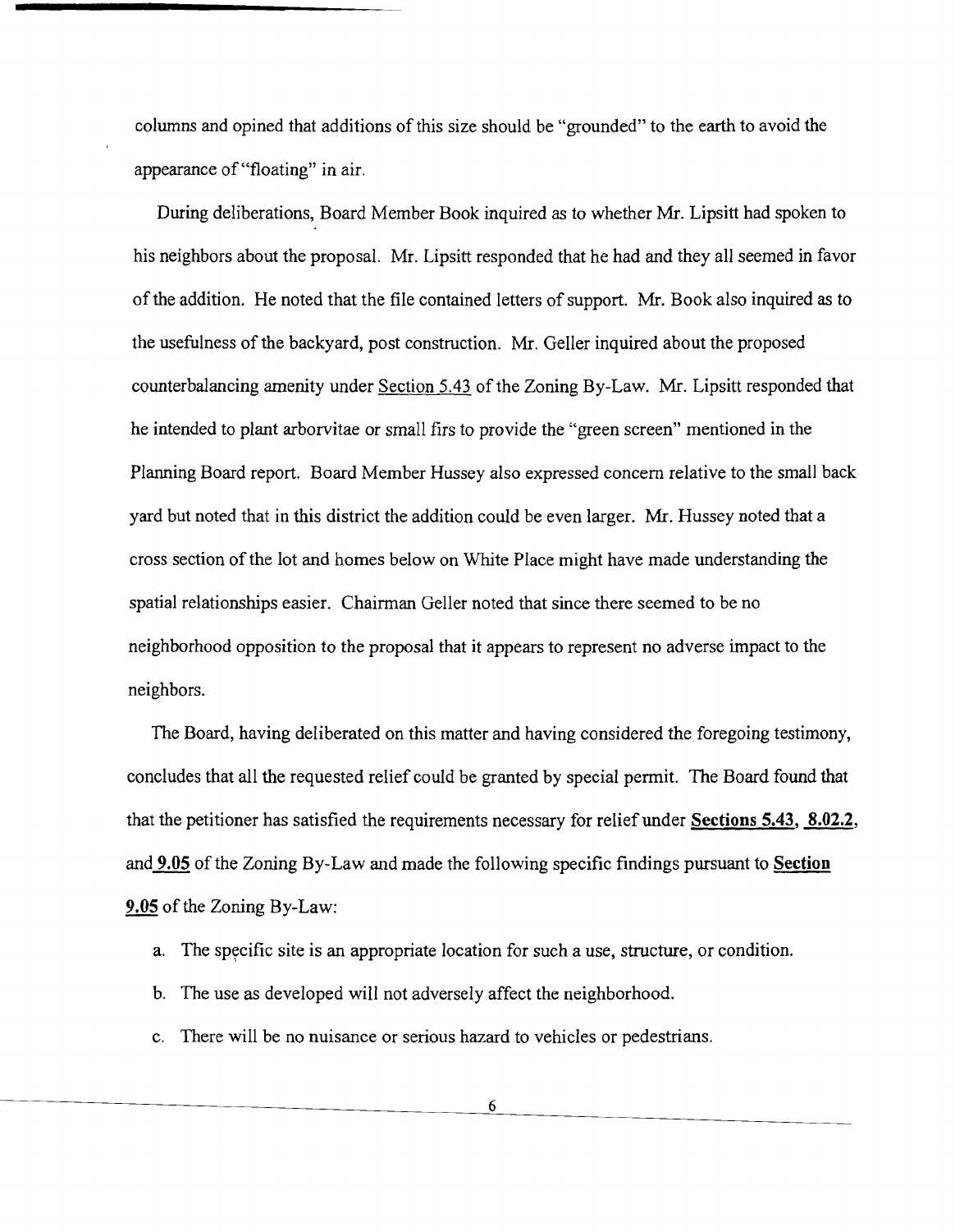columns and opined that additions of this size should be "grounded" to the earth to avoid the appearance of "floating" in air.

During deliberations, Board Member Book inquired as to whether Mr. Lipsitt had spoken to his neighbors about the proposal. Mr. Lipsitt responded that he had and they all seemed in favor of the addition. He noted that the file contained letters of support. Mr. Book also inquired as to the usefulness of the backyard, post construction. Mr. Geller inquired about the proposed counterbalancing amenity under Section 5.43 of the Zoning By-Law. Mr. Lipsitt responded that he intended to plant arborvitae or small firs to provide the "green screen" mentioned in the Planning Board report. Board Member Hussey also expressed concern relative to the small back yard but noted that in this district the addition could be even larger. Mr. Hussey noted that a cross section of the lot and homes below on White Place might have made understanding the spatial relationships easier. Chairman Geller noted that since there seemed to be no neighborhood opposition to the proposal that it appears to represent no adverse impact to the neighbors.

The Board, having deliberated on this matter and having considered the foregoing testimony, concludes that all the requested relief could be granted by special permit. The Board found that that the petitioner has satisfied the requirements necessary for relief under **Sections 5.43**, **8.02.2**, and **9.05** of the Zoning By-Law and made the following specific findings pursuant to **Section 9.05** of the Zoning By-Law:

a. The specific site is an appropriate location for such a use, structure, or condition.

b. The use as developed will not adversely affect the neighborhood.

c. There will be no nuisance or serious hazard to vehicles or pedestrians.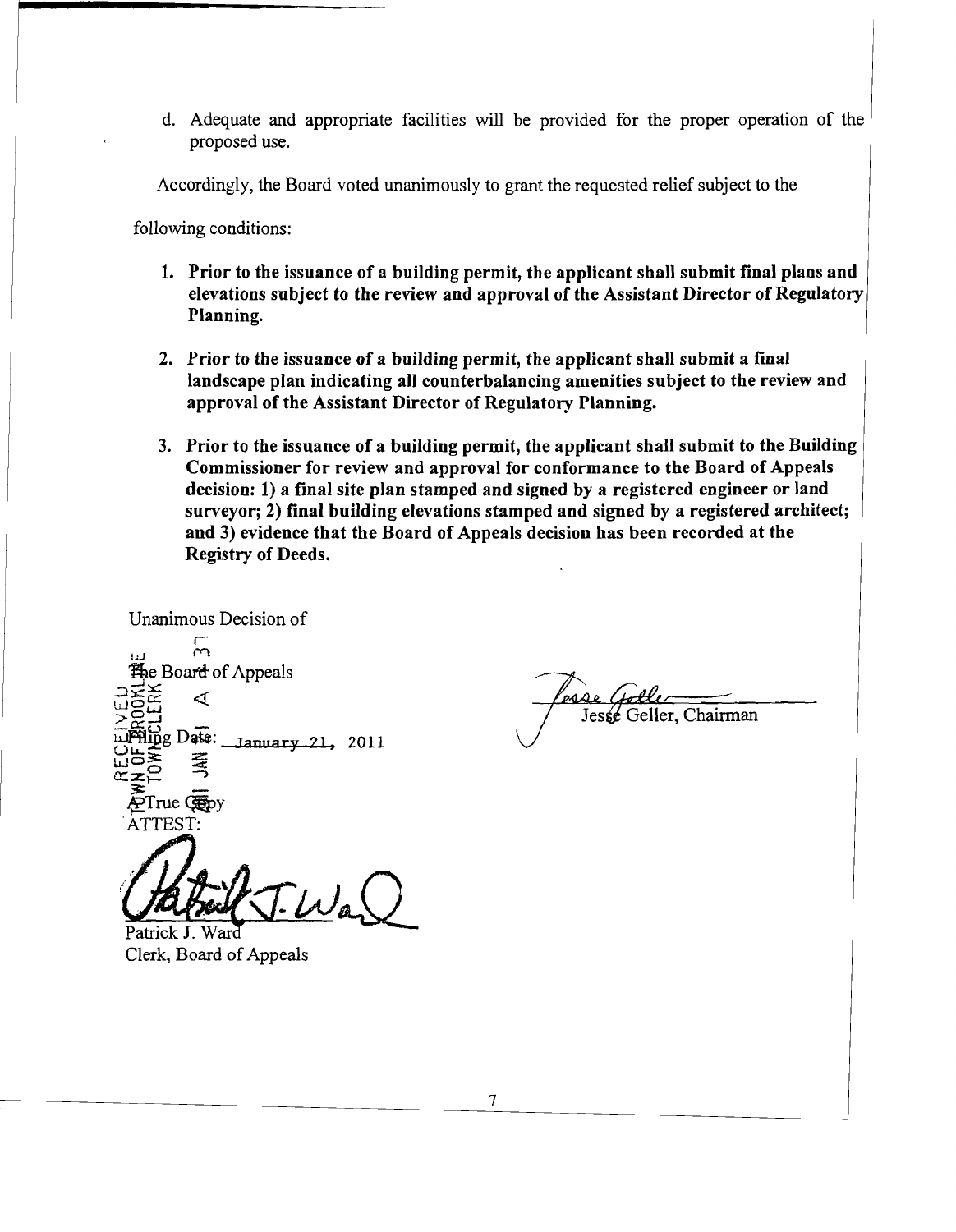d. Adequate and appropriate facilities will be provided for the proper operation of the proposed use.

Accordingly, the Board voted unanimously to grant the requested relief subject to the following conditions:

1. **Prior to the issuance of a building permit, the applicant shall submit final plans and elevations subject to the review and approval of the Assistant Director of Regulatory Planning.**

2. **Prior to the issuance of a building permit, the applicant shall submit a final landscape plan indicating all counterbalancing amenities subject to the review and approval of the Assistant Director of Regulatory Planning.**

3. **Prior to the issuance of a building permit, the applicant shall submit to the Building Commissioner for review and approval for conformance to the Board of Appeals decision: 1) a final site plan stamped and signed by a registered engineer or land surveyor; 2) final building elevations stamped and signed by a registered architect; and 3) evidence that the Board of Appeals decision has been recorded at the Registry of Deeds.**

Unanimous Decision of
The Board of Appeals

Filing Date: January 21, 2011

RECEIVED
TOWN OF BROOKLINE
TOWN CLERK
2011 JAN 31 A

Jesse Geller, Chairman

A True Copy
ATTEST:

Patrick J. Ward
Clerk, Board of Appeals